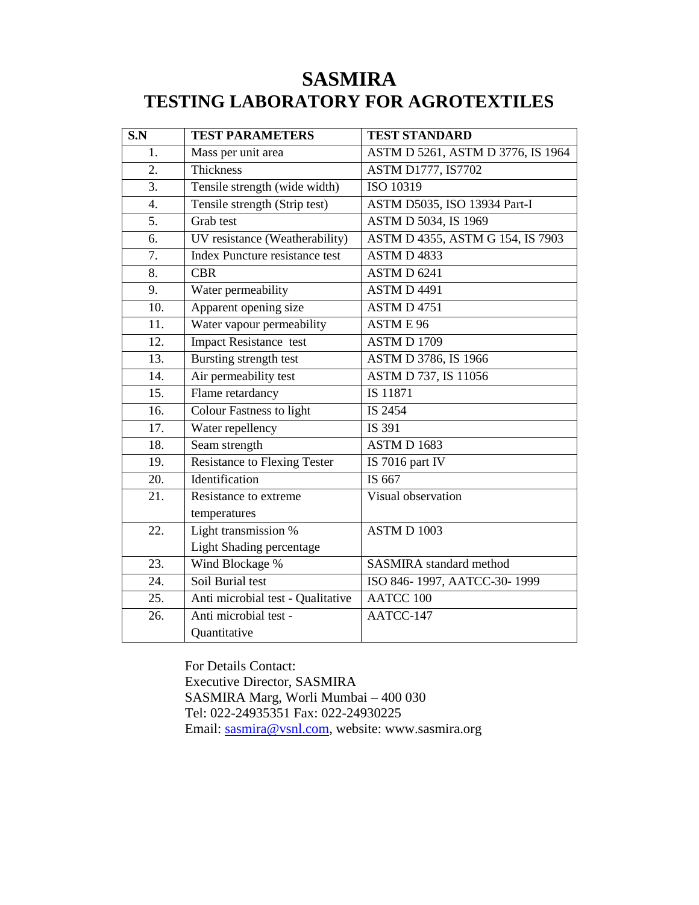# SASMIRA
## TESTING LABORATORY FOR AGROTEXTILES

| S.N | TEST PARAMETERS | TEST STANDARD |
|---|---|---|
| 1. | Mass per unit area | ASTM D 5261, ASTM D 3776, IS 1964 |
| 2. | Thickness | ASTM D1777, IS7702 |
| 3. | Tensile strength (wide width) | ISO 10319 |
| 4. | Tensile strength (Strip test) | ASTM D5035, ISO 13934 Part-I |
| 5. | Grab test | ASTM D 5034, IS 1969 |
| 6. | UV resistance (Weatherability) | ASTM D 4355, ASTM G 154, IS 7903 |
| 7. | Index Puncture resistance test | ASTM D 4833 |
| 8. | CBR | ASTM D 6241 |
| 9. | Water permeability | ASTM D 4491 |
| 10. | Apparent opening size | ASTM D 4751 |
| 11. | Water vapour permeability | ASTM E 96 |
| 12. | Impact Resistance test | ASTM D 1709 |
| 13. | Bursting strength test | ASTM D 3786, IS 1966 |
| 14. | Air permeability test | ASTM D 737, IS 11056 |
| 15. | Flame retardancy | IS 11871 |
| 16. | Colour Fastness to light | IS 2454 |
| 17. | Water repellency | IS 391 |
| 18. | Seam strength | ASTM D 1683 |
| 19. | Resistance to Flexing Tester | IS 7016 part IV |
| 20. | Identification | IS 667 |
| 21. | Resistance to extreme temperatures | Visual observation |
| 22. | Light transmission % Light Shading percentage | ASTM D 1003 |
| 23. | Wind Blockage % | SASMIRA standard method |
| 24. | Soil Burial test | ISO 846- 1997, AATCC-30- 1999 |
| 25. | Anti microbial test - Qualitative | AATCC 100 |
| 26. | Anti microbial test - Quantitative | AATCC-147 |

For Details Contact:
Executive Director, SASMIRA
SASMIRA Marg, Worli Mumbai – 400 030
Tel: 022-24935351 Fax: 022-24930225
Email: sasmira@vsnl.com, website: www.sasmira.org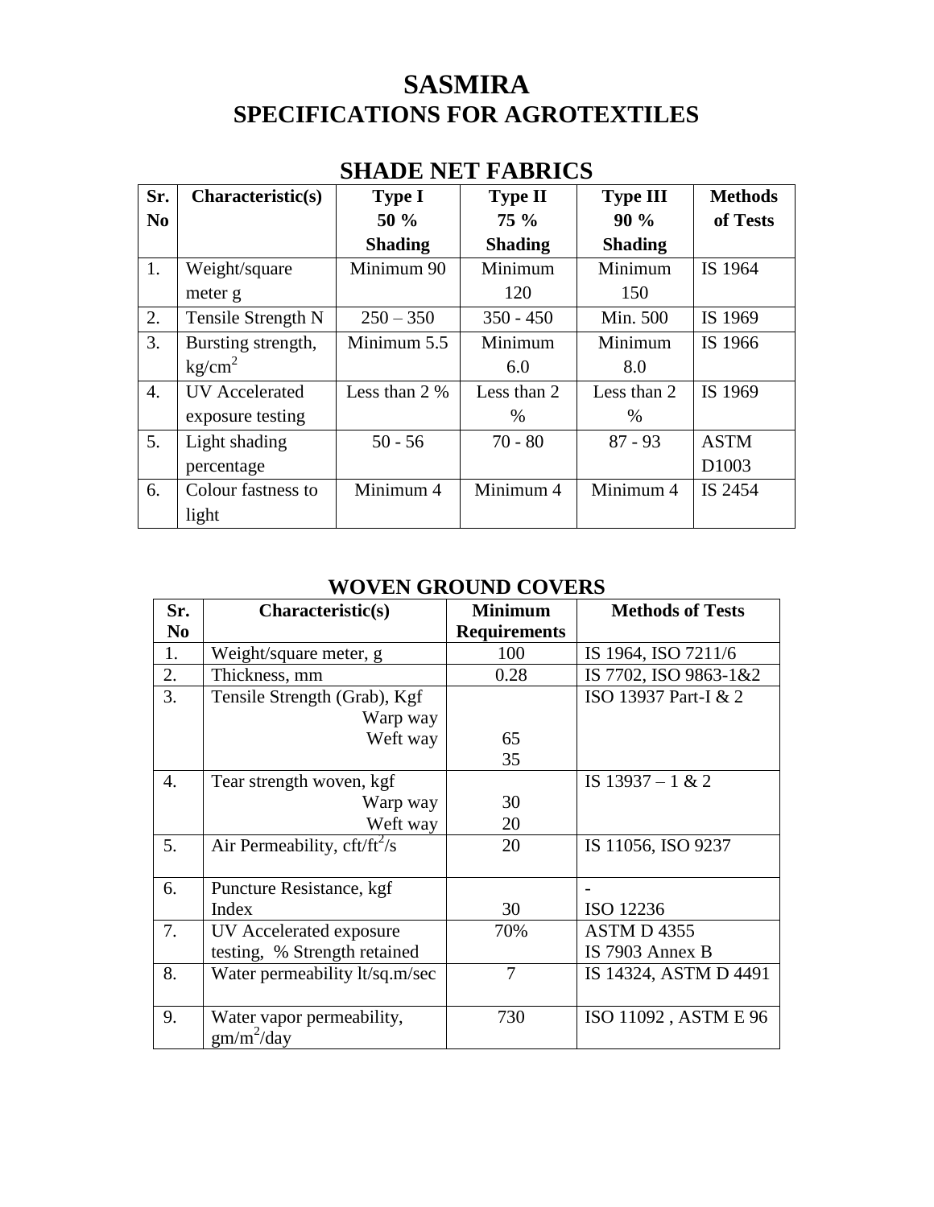# SASMIRA
# SPECIFICATIONS FOR AGROTEXTILES

## SHADE NET FABRICS

| Sr. No | Characteristic(s) | Type I 50 % Shading | Type II 75 % Shading | Type III 90 % Shading | Methods of Tests |
|---|---|---|---|---|---|
| 1. | Weight/square meter g | Minimum 90 | Minimum 120 | Minimum 150 | IS 1964 |
| 2. | Tensile Strength N | 250 – 350 | 350 - 450 | Min. 500 | IS 1969 |
| 3. | Bursting strength, $kg/cm^2$ | Minimum 5.5 | Minimum 6.0 | Minimum 8.0 | IS 1966 |
| 4. | UV Accelerated exposure testing | Less than 2 % | Less than 2 % | Less than 2 % | IS 1969 |
| 5. | Light shading percentage | 50 - 56 | 70 - 80 | 87 - 93 | ASTM D1003 |
| 6. | Colour fastness to light | Minimum 4 | Minimum 4 | Minimum 4 | IS 2454 |

## WOVEN GROUND COVERS

| Sr. No | Characteristic(s) | Minimum Requirements | Methods of Tests |
|---|---|---|---|
| 1. | Weight/square meter, g | 100 | IS 1964, ISO 7211/6 |
| 2. | Thickness, mm | 0.28 | IS 7702, ISO 9863-1&2 |
| 3. | Tensile Strength (Grab), Kgf<br>Warp way<br>Weft way | <br>65<br>35 | ISO 13937 Part-I & 2 |
| 4. | Tear strength woven, kgf<br>Warp way<br>Weft way | <br>30<br>20 | IS 13937 – 1 & 2 |
| 5. | Air Permeability, $cft/ft^2/s$ | 20 | IS 11056, ISO 9237 |
| 6. | Puncture Resistance, kgf<br>Index | <br>30 | -<br>ISO 12236 |
| 7. | UV Accelerated exposure testing, % Strength retained | 70% | ASTM D 4355<br>IS 7903 Annex B |
| 8. | Water permeability lt/sq.m/sec | 7 | IS 14324, ASTM D 4491 |
| 9. | Water vapor permeability, $gm/m^2/day$ | 730 | ISO 11092 , ASTM E 96 |